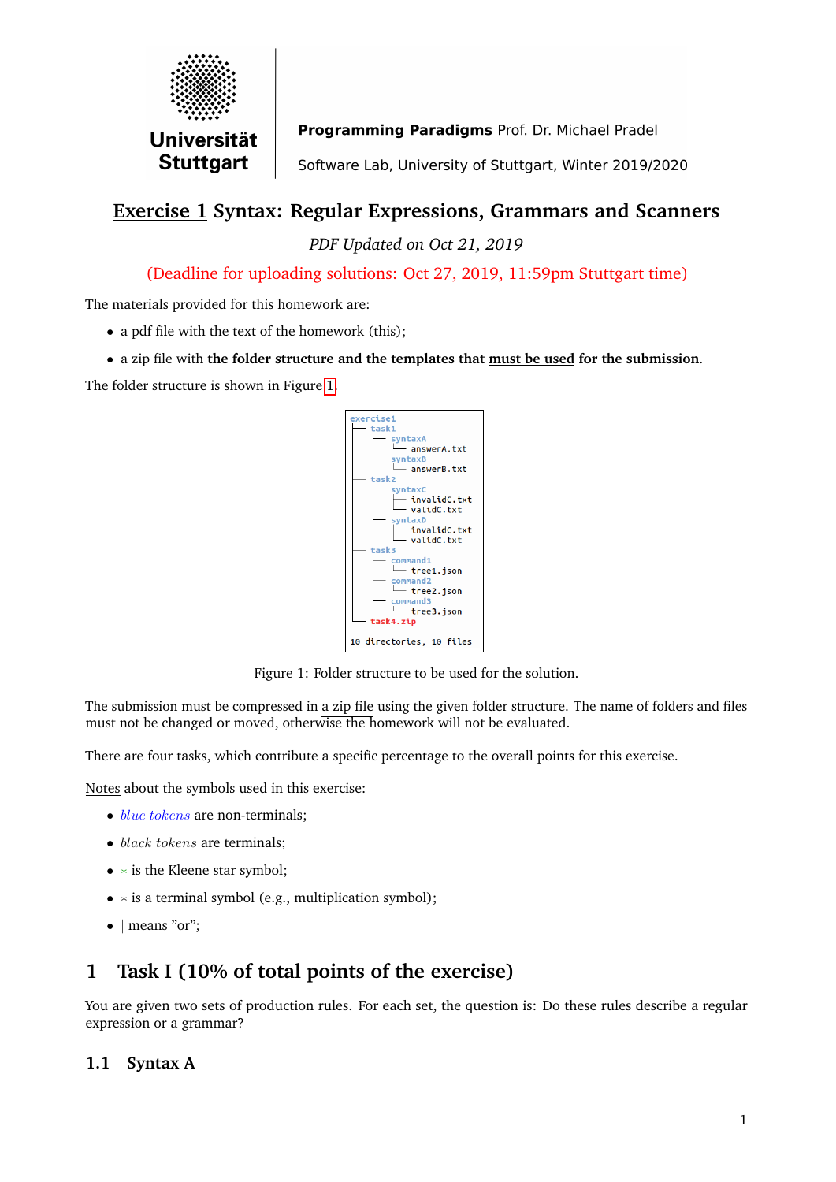**Universität Stuttgart**

**Programming Paradigms** Prof. Dr. Michael Pradel

Software Lab, University of Stuttgart, Winter 2019/2020

# Exercise 1 Syntax: Regular Expressions, Grammars and Scanners

*PDF Updated on Oct 21, 2019*

(Deadline for uploading solutions: Oct 27, 2019, 11:59pm Stuttgart time)

The materials provided for this homework are:

- a pdf file with the text of the homework (this);
- a zip file with **the folder structure and the templates that must be used for the submission**.

The folder structure is shown in Figure 1.

```
exercise1
├── task1
│   ├── syntaxA
│   │   └── answerA.txt
│   └── syntaxB
│       └── answerB.txt
├── task2
│   ├── syntaxC
│   │   ├── invalidC.txt
│   │   └── validC.txt
│   └── syntaxD
│       ├── invalidC.txt
│       └── validC.txt
├── task3
│   ├── command1
│   │   └── tree1.json
│   ├── command2
│   │   └── tree2.json
│   └── command3
│       └── tree3.json
└── task4.zip

10 directories, 10 files
```

Figure 1: Folder structure to be used for the solution.

The submission must be compressed in a zip file using the given folder structure. The name of folders and files must not be changed or moved, otherwise the homework will not be evaluated.

There are four tasks, which contribute a specific percentage to the overall points for this exercise.

Notes about the symbols used in this exercise:

- *blue tokens* are non-terminals;
- *black tokens* are terminals;
- $*$ is the Kleene star symbol;
- $*$ is a terminal symbol (e.g., multiplication symbol);
- | means "or";

## 1 Task I (10% of total points of the exercise)

You are given two sets of production rules. For each set, the question is: Do these rules describe a regular expression or a grammar?

### 1.1 Syntax A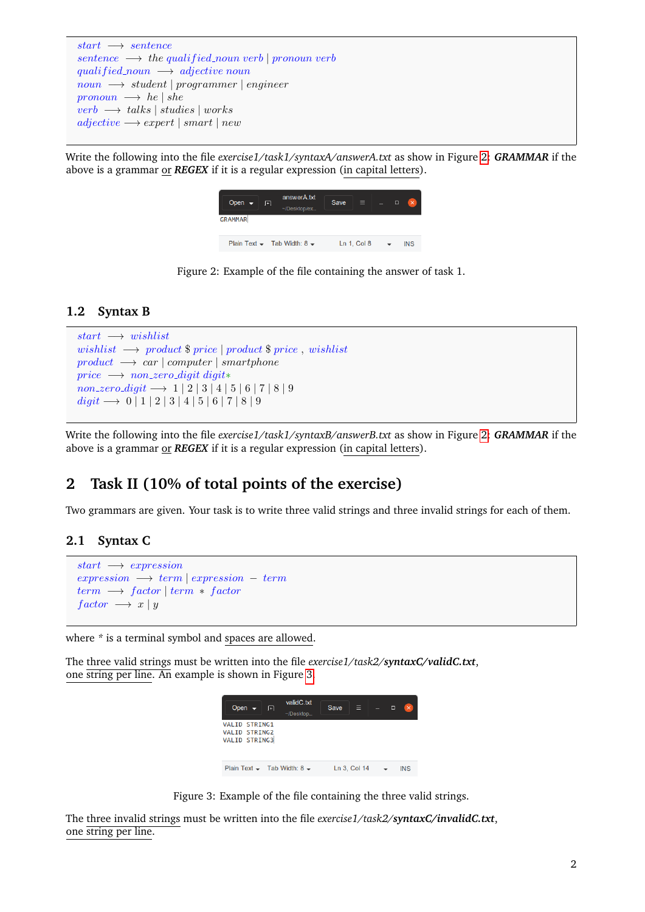$$
\begin{aligned}
&start \longrightarrow sentence\\
&sentence \longrightarrow \textit{the } qualified\_noun\ verb \mid pronoun\ verb\\
&qualified\_noun \longrightarrow adjective\ noun\\
&noun \longrightarrow \textit{student} \mid \textit{programmer} \mid \textit{engineer}\\
&pronoun \longrightarrow \textit{he} \mid \textit{she}\\
&verb \longrightarrow \textit{talks} \mid \textit{studies} \mid \textit{works}\\
&adjective \longrightarrow \textit{expert} \mid \textit{smart} \mid \textit{new}
\end{aligned}
$$

Write the following into the file *exercise1/task1/syntaxA/answerA.txt* as show in Figure 2: ***GRAMMAR*** if the above is a grammar or ***REGEX*** if it is a regular expression (in capital letters).

```
GRAMMAR
```

Figure 2: Example of the file containing the answer of task 1.

### 1.2 Syntax B

$$
\begin{aligned}
&start \longrightarrow wishlist\\
&wishlist \longrightarrow product\ \$\ price \mid product\ \$\ price\ ,\ wishlist\\
&product \longrightarrow \textit{car} \mid \textit{computer} \mid \textit{smartphone}\\
&price \longrightarrow non\_zero\_digit\ digit*\\
&non\_zero\_digit \longrightarrow 1 \mid 2 \mid 3 \mid 4 \mid 5 \mid 6 \mid 7 \mid 8 \mid 9\\
&digit \longrightarrow 0 \mid 1 \mid 2 \mid 3 \mid 4 \mid 5 \mid 6 \mid 7 \mid 8 \mid 9
\end{aligned}
$$

Write the following into the file *exercise1/task1/syntaxB/answerB.txt* as show in Figure 2: ***GRAMMAR*** if the above is a grammar or ***REGEX*** if it is a regular expression (in capital letters).

## 2 Task II (10% of total points of the exercise)

Two grammars are given. Your task is to write three valid strings and three invalid strings for each of them.

### 2.1 Syntax C

$$
\begin{aligned}
&start \longrightarrow expression\\
&expression \longrightarrow term \mid expression\ -\ term\\
&term \longrightarrow factor \mid term\ *\ factor\\
&factor \longrightarrow x \mid y
\end{aligned}
$$

where * is a terminal symbol and spaces are allowed.

The three valid strings must be written into the file *exercise1/task2/**syntaxC/validC.txt***, one string per line. An example is shown in Figure 3.

```
VALID STRING1
VALID STRING2
VALID STRING3
```

Figure 3: Example of the file containing the three valid strings.

The three invalid strings must be written into the file *exercise1/task2/**syntaxC/invalidC.txt***, one string per line.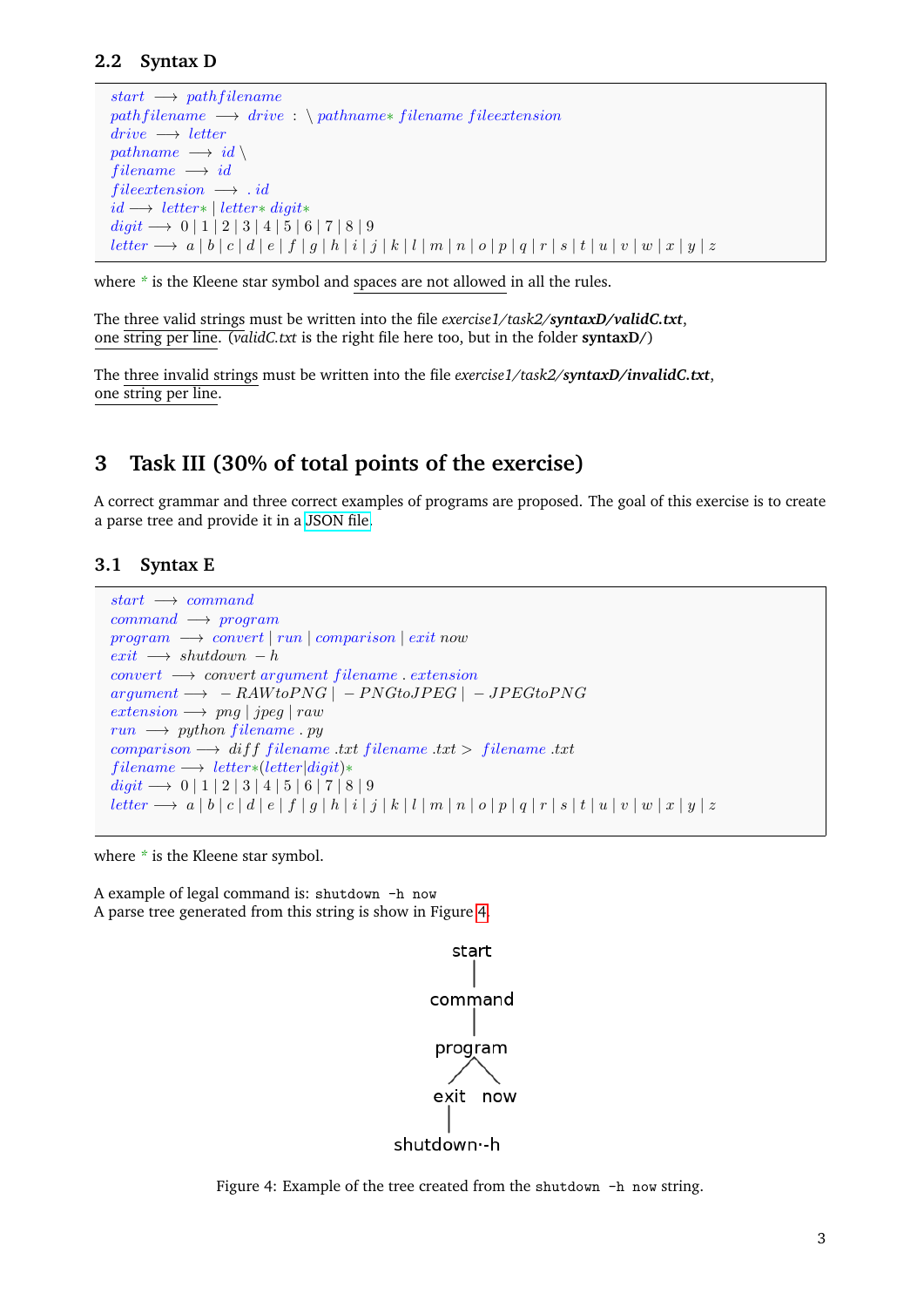### 2.2 Syntax D

$$
\begin{aligned}
&start \longrightarrow pathfilename\\
&pathfilename \longrightarrow drive\ :\ \backslash\ pathname{*}\ filename\ fileextension\\
&drive \longrightarrow letter\\
&pathname \longrightarrow id\ \backslash\\
&filename \longrightarrow id\\
&fileextension \longrightarrow .\ id\\
&id \longrightarrow letter{*}\ |\ letter{*}\ digit{*}\\
&digit \longrightarrow 0\ |\ 1\ |\ 2\ |\ 3\ |\ 4\ |\ 5\ |\ 6\ |\ 7\ |\ 8\ |\ 9\\
&letter \longrightarrow a\ |\ b\ |\ c\ |\ d\ |\ e\ |\ f\ |\ g\ |\ h\ |\ i\ |\ j\ |\ k\ |\ l\ |\ m\ |\ n\ |\ o\ |\ p\ |\ q\ |\ r\ |\ s\ |\ t\ |\ u\ |\ v\ |\ w\ |\ x\ |\ y\ |\ z
\end{aligned}
$$

where * is the Kleene star symbol and spaces are not allowed in all the rules.

The three valid strings must be written into the file *exercise1/task2/**syntaxD/validC.txt***, one string per line. (*validC.txt* is the right file here too, but in the folder **syntaxD/**)

The three invalid strings must be written into the file *exercise1/task2/**syntaxD/invalidC.txt***, one string per line.

## 3 Task III (30% of total points of the exercise)

A correct grammar and three correct examples of programs are proposed. The goal of this exercise is to create a parse tree and provide it in a JSON file.

### 3.1 Syntax E

$$
\begin{aligned}
&start \longrightarrow command\\
&command \longrightarrow program\\
&program \longrightarrow convert\ |\ run\ |\ comparison\ |\ exit\ now\\
&exit \longrightarrow shutdown\ -h\\
&convert \longrightarrow convert\ argument\ filename\ .\ extension\\
&argument \longrightarrow -RAWtoPNG\ |\ -PNGtoJPEG\ |\ -JPEGtoPNG\\
&extension \longrightarrow png\ |\ jpeg\ |\ raw\\
&run \longrightarrow python\ filename\ .\ py\\
&comparison \longrightarrow diff\ filename\ .txt\ filename\ .txt > filename\ .txt\\
&filename \longrightarrow letter{*}(letter|digit){*}\\
&digit \longrightarrow 0\ |\ 1\ |\ 2\ |\ 3\ |\ 4\ |\ 5\ |\ 6\ |\ 7\ |\ 8\ |\ 9\\
&letter \longrightarrow a\ |\ b\ |\ c\ |\ d\ |\ e\ |\ f\ |\ g\ |\ h\ |\ i\ |\ j\ |\ k\ |\ l\ |\ m\ |\ n\ |\ o\ |\ p\ |\ q\ |\ r\ |\ s\ |\ t\ |\ u\ |\ v\ |\ w\ |\ x\ |\ y\ |\ z
\end{aligned}
$$

where * is the Kleene star symbol.

A example of legal command is: `shutdown -h now`
A parse tree generated from this string is show in Figure 4.

```
      start
        |
     command
        |
     program
      /   \
   exit   now
    |
shutdown␣-h
```

Figure 4: Example of the tree created from the `shutdown -h now` string.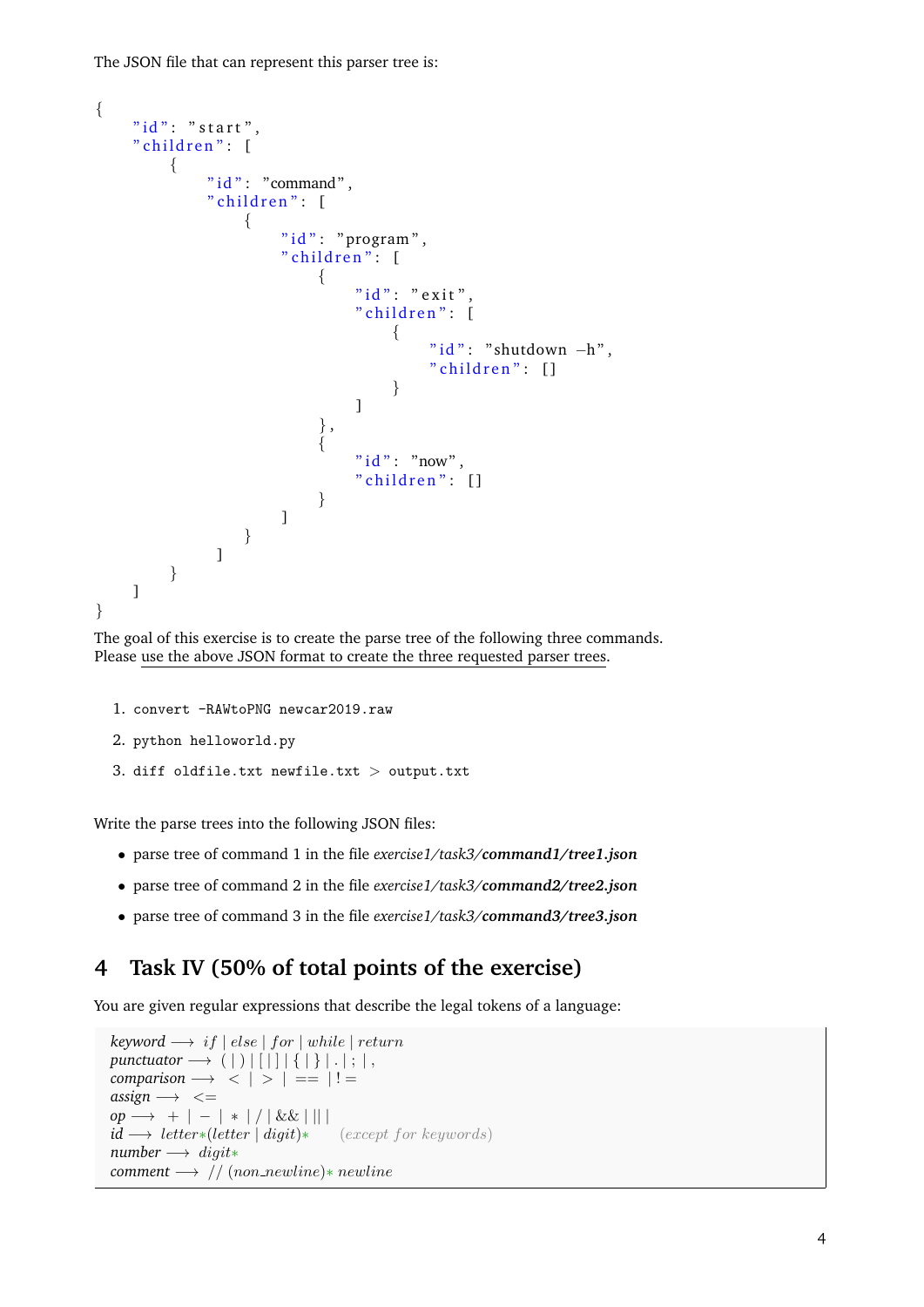The JSON file that can represent this parser tree is:

```
{
    "id": "start",
    "children": [
        {
            "id": "command",
            "children": [
                {
                    "id": "program",
                    "children": [
                        {
                            "id": "exit",
                            "children": [
                                {
                                    "id": "shutdown -h",
                                    "children": []
                                }
                            ]
                        },
                        {
                            "id": "now",
                            "children": []
                        }
                    ]
                }
            ]
        }
    ]
}
```

The goal of this exercise is to create the parse tree of the following three commands. Please use the above JSON format to create the three requested parser trees.

1. `convert -RAWtoPNG newcar2019.raw`
2. `python helloworld.py`
3. `diff oldfile.txt newfile.txt > output.txt`

Write the parse trees into the following JSON files:

- parse tree of command 1 in the file *exercise1/task3/**command1/tree1.json***
- parse tree of command 2 in the file *exercise1/task3/**command2/tree2.json***
- parse tree of command 3 in the file *exercise1/task3/**command3/tree3.json***

## 4 Task IV (50% of total points of the exercise)

You are given regular expressions that describe the legal tokens of a language:

*keyword* $\longrightarrow$ $if \mid else \mid for \mid while \mid return$
*punctuator* $\longrightarrow$ ( | ) | [ | ] | { | } | . | ; | ,
*comparison* $\longrightarrow$ $< \mid > \mid == \mid !=$
*assign* $\longrightarrow$ $<=$
*op* $\longrightarrow$ $+ \mid - \mid * \mid / \mid \&\& \mid ||$
*id* $\longrightarrow$ $letter*(letter \mid digit)*$ $\quad (except\ for\ keywords)$
*number* $\longrightarrow$ $digit*$
*comment* $\longrightarrow$ $//\ (non\_newline)*\ newline$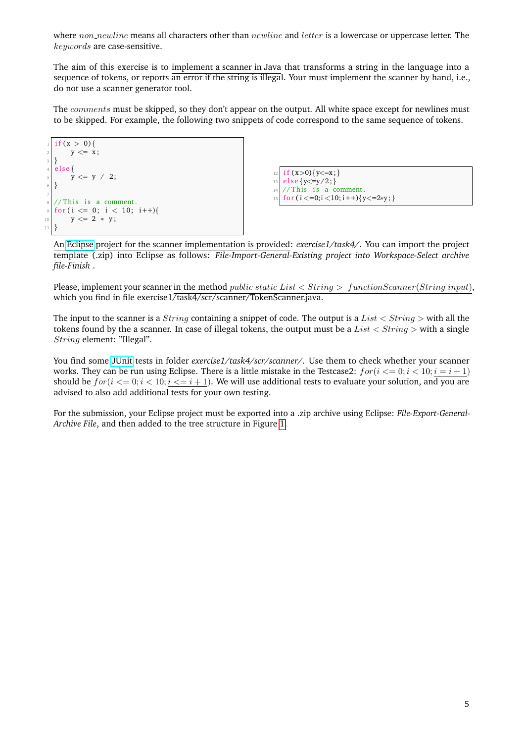where $non\_newline$ means all characters other than $newline$ and $letter$ is a lowercase or uppercase letter. The $keywords$ are case-sensitive.

The aim of this exercise is to implement a scanner in Java that transforms a string in the language into a sequence of tokens, or reports an error if the string is illegal. Your must implement the scanner by hand, i.e., do not use a scanner generator tool.

The $comments$ must be skipped, so they don't appear on the output. All white space except for newlines must to be skipped. For example, the following two snippets of code correspond to the same sequence of tokens.

```
if(x > 0){
    y <= x;
}
else{
    y <= y / 2;
}

//This is a comment.
for(i <= 0; i < 10; i++){
    y <= 2 * y;
}
```

```
if(x>0){y<=x;}
else{y<=y/2;}
//This is a comment.
for(i<=0;i<10;i++){y<=2*y;}
```

An Eclipse project for the scanner implementation is provided: *exercise1/task4/*. You can import the project template (.zip) into Eclipse as follows: *File-Import-General-Existing project into Workspace-Select archive file-Finish* .

Please, implement your scanner in the method $public\ static\ List < String >\ functionScanner(String\ input)$, which you find in file exercise1/task4/scr/scanner/TokenScanner.java.

The input to the scanner is a $String$ containing a snippet of code. The output is a $List < String >$ with all the tokens found by the scanner. In case of illegal tokens, the output must be a $List < String >$ with a single $String$ element: "Illegal".

You find some JUnit tests in folder *exercise1/task4/scr/scanner/*. Use them to check whether your scanner works. They can be run using Eclipse. There is a little mistake in the Testcase2: $for(i <= 0; i < 10; i = i + 1)$ should be $for(i <= 0; i < 10; i <= i + 1)$. We will use additional tests to evaluate your solution, and you are advised to also add additional tests for your own testing.

For the submission, your Eclipse project must be exported into a .zip archive using Eclipse: *File-Export-General-Archive File*, and then added to the tree structure in Figure 1.